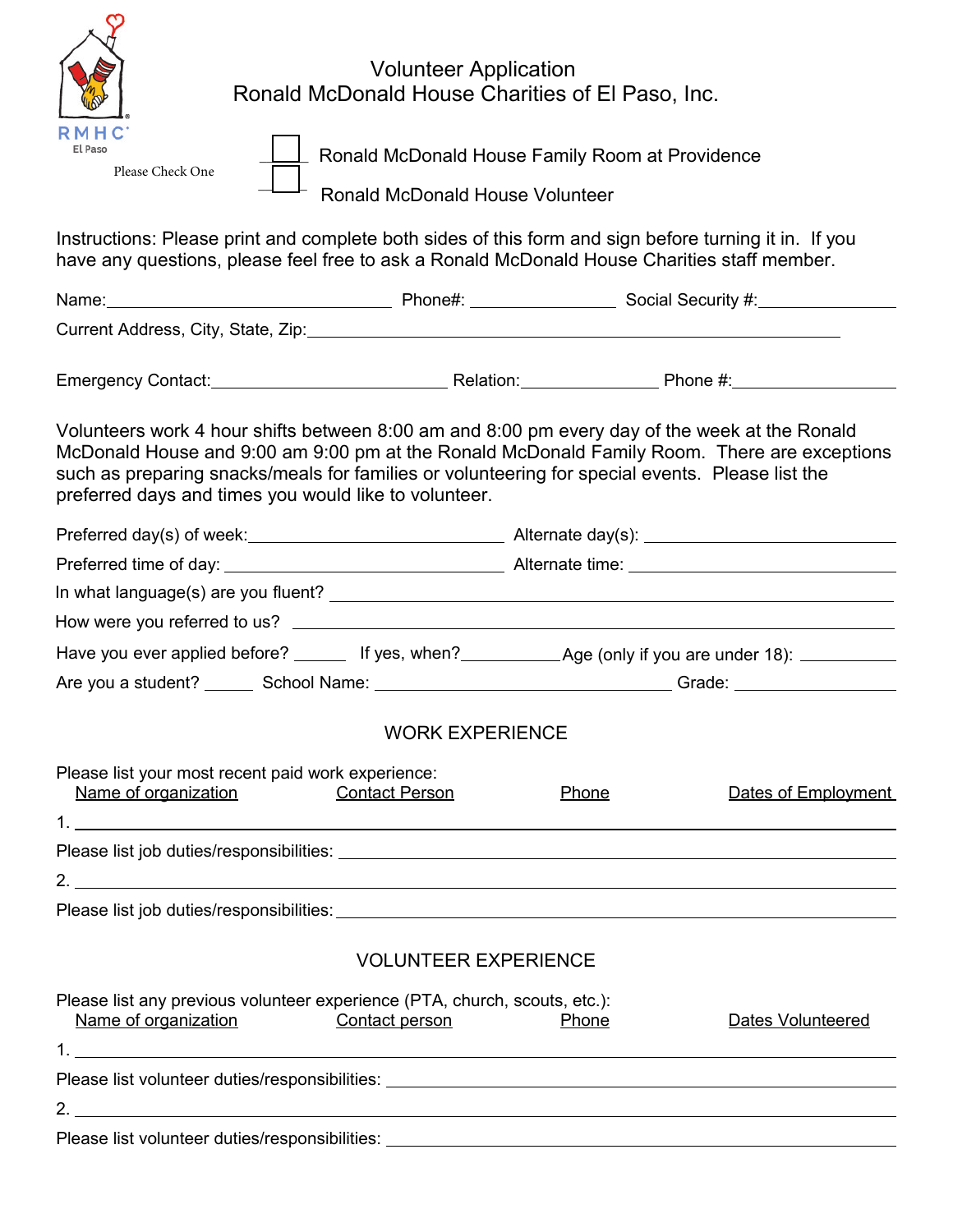RMHC El Paso

# Volunteer Application
## Ronald McDonald House Charities of El Paso, Inc.

Please Check One

☐ Ronald McDonald House Family Room at Providence

☐ Ronald McDonald House Volunteer

Instructions: Please print and complete both sides of this form and sign before turning it in. If you have any questions, please feel free to ask a Ronald McDonald House Charities staff member.

Name:______________________________ Phone#: _______________ Social Security #:_______________

Current Address, City, State, Zip:__________________________________________________________

Emergency Contact:_________________________ Relation:______________ Phone #:_________________

Volunteers work 4 hour shifts between 8:00 am and 8:00 pm every day of the week at the Ronald McDonald House and 9:00 am 9:00 pm at the Ronald McDonald Family Room. There are exceptions such as preparing snacks/meals for families or volunteering for special events. Please list the preferred days and times you would like to volunteer.

Preferred day(s) of week:___________________________ Alternate day(s): ___________________________

Preferred time of day: ______________________________ Alternate time: ____________________________

In what language(s) are you fluent? _____________________________________________________________

How were you referred to us? _________________________________________________________________

Have you ever applied before? ______ If yes, when?___________ Age (only if you are under 18): ___________

Are you a student? _____ School Name: ________________________________ Grade: ________________

## WORK EXPERIENCE

Please list your most recent paid work experience:

| Name of organization | Contact Person | Phone | Dates of Employment |
|---|---|---|---|
| 1. | | | |

Please list job duties/responsibilities: ____________________________________________________________

| Name of organization | Contact Person | Phone | Dates of Employment |
|---|---|---|---|
| 2. | | | |

Please list job duties/responsibilities: ____________________________________________________________

## VOLUNTEER EXPERIENCE

Please list any previous volunteer experience (PTA, church, scouts, etc.):

| Name of organization | Contact person | Phone | Dates Volunteered |
|---|---|---|---|
| 1. | | | |

Please list volunteer duties/responsibilities: _______________________________________________________

| Name of organization | Contact person | Phone | Dates Volunteered |
|---|---|---|---|
| 2. | | | |

Please list volunteer duties/responsibilities: _______________________________________________________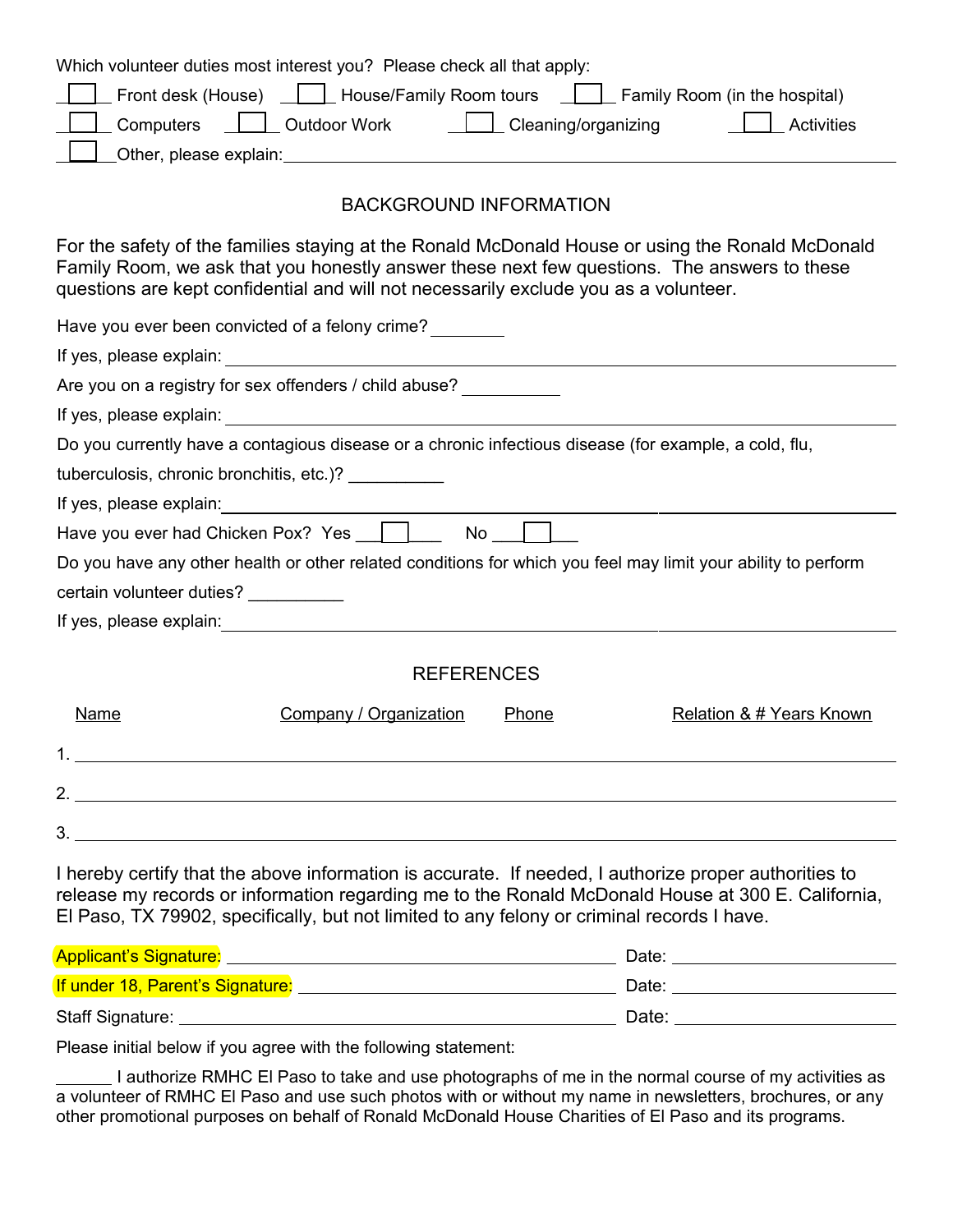Which volunteer duties most interest you? Please check all that apply:

☐ Front desk (House) ☐ House/Family Room tours ☐ Family Room (in the hospital)

☐ Computers ☐ Outdoor Work ☐ Cleaning/organizing ☐ Activities

☐ Other, please explain: ______________________________

## BACKGROUND INFORMATION

For the safety of the families staying at the Ronald McDonald House or using the Ronald McDonald Family Room, we ask that you honestly answer these next few questions. The answers to these questions are kept confidential and will not necessarily exclude you as a volunteer.

Have you ever been convicted of a felony crime? ________

If yes, please explain: ______________________________

Are you on a registry for sex offenders / child abuse? __________

If yes, please explain: ______________________________

Do you currently have a contagious disease or a chronic infectious disease (for example, a cold, flu, tuberculosis, chronic bronchitis, etc.)? __________

If yes, please explain: ______________________________

Have you ever had Chicken Pox? Yes ☐ No ☐

Do you have any other health or other related conditions for which you feel may limit your ability to perform certain volunteer duties? __________

If yes, please explain: ______________________________

## REFERENCES

| | Name | Company / Organization | Phone | Relation & # Years Known |
|---|---|---|---|---|
| 1. | | | | |
| 2. | | | | |
| 3. | | | | |

I hereby certify that the above information is accurate. If needed, I authorize proper authorities to release my records or information regarding me to the Ronald McDonald House at 300 E. California, El Paso, TX 79902, specifically, but not limited to any felony or criminal records I have.

Applicant's Signature: ______________________________ Date: ______________

If under 18, Parent's Signature: ______________________________ Date: ______________

Staff Signature: ______________________________ Date: ______________

Please initial below if you agree with the following statement:

______ I authorize RMHC El Paso to take and use photographs of me in the normal course of my activities as a volunteer of RMHC El Paso and use such photos with or without my name in newsletters, brochures, or any other promotional purposes on behalf of Ronald McDonald House Charities of El Paso and its programs.